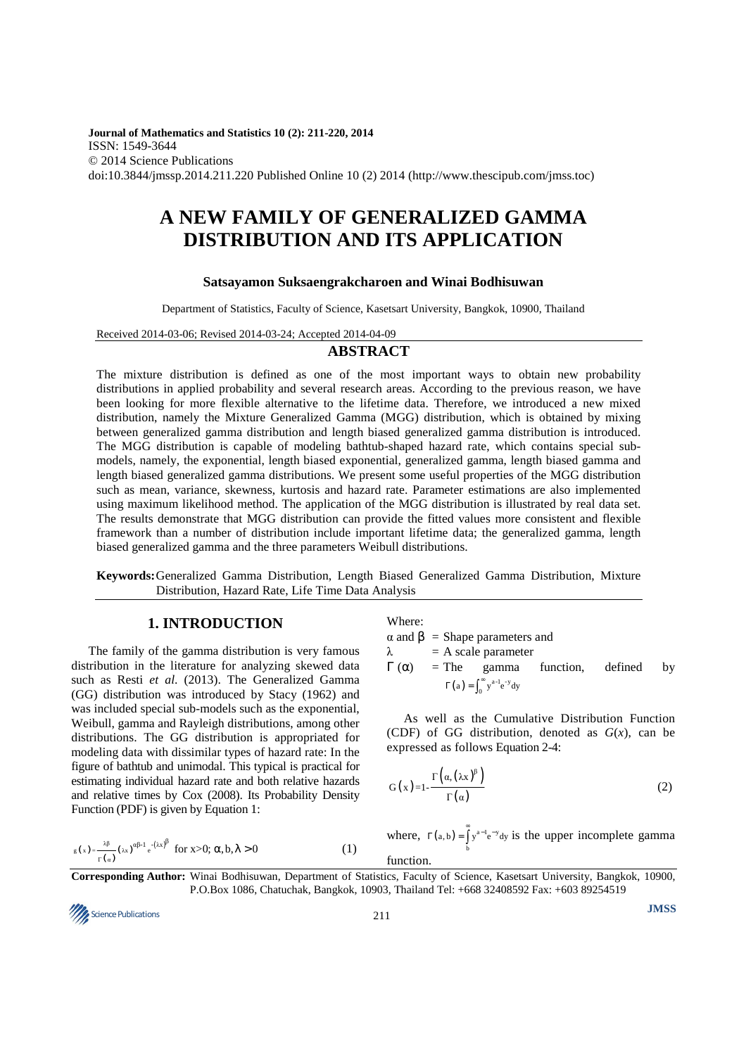**Journal of Mathematics and Statistics 10 (2): 211-220, 2014**
ISSN: 1549-3644
© 2014 Science Publications
doi:10.3844/jmssp.2014.211.220 Published Online 10 (2) 2014 (http://www.thescipub.com/jmss.toc)

# A NEW FAMILY OF GENERALIZED GAMMA DISTRIBUTION AND ITS APPLICATION

**Satsayamon Suksaengrakcharoen and Winai Bodhisuwan**

Department of Statistics, Faculty of Science, Kasetsart University, Bangkok, 10900, Thailand

Received 2014-03-06; Revised 2014-03-24; Accepted 2014-04-09

## ABSTRACT

The mixture distribution is defined as one of the most important ways to obtain new probability distributions in applied probability and several research areas. According to the previous reason, we have been looking for more flexible alternative to the lifetime data. Therefore, we introduced a new mixed distribution, namely the Mixture Generalized Gamma (MGG) distribution, which is obtained by mixing between generalized gamma distribution and length biased generalized gamma distribution is introduced. The MGG distribution is capable of modeling bathtub-shaped hazard rate, which contains special sub-models, namely, the exponential, length biased exponential, generalized gamma, length biased gamma and length biased generalized gamma distributions. We present some useful properties of the MGG distribution such as mean, variance, skewness, kurtosis and hazard rate. Parameter estimations are also implemented using maximum likelihood method. The application of the MGG distribution is illustrated by real data set. The results demonstrate that MGG distribution can provide the fitted values more consistent and flexible framework than a number of distribution include important lifetime data; the generalized gamma, length biased generalized gamma and the three parameters Weibull distributions.

**Keywords:** Generalized Gamma Distribution, Length Biased Generalized Gamma Distribution, Mixture Distribution, Hazard Rate, Life Time Data Analysis

## 1. INTRODUCTION

The family of the gamma distribution is very famous distribution in the literature for analyzing skewed data such as Resti *et al.* (2013). The Generalized Gamma (GG) distribution was introduced by Stacy (1962) and was included special sub-models such as the exponential, Weibull, gamma and Rayleigh distributions, among other distributions. The GG distribution is appropriated for modeling data with dissimilar types of hazard rate: In the figure of bathtub and unimodal. This typical is practical for estimating individual hazard rate and both relative hazards and relative times by Cox (2008). Its Probability Density Function (PDF) is given by Equation 1:

$$g(x) = \frac{\lambda\beta}{\Gamma(\alpha)}(\lambda x)^{\alpha\beta-1} e^{-(\lambda x)^{\beta}} \text{ for } x>0;\ \alpha, b, \lambda > 0 \tag{1}$$

Where:

$\alpha$ and $\beta$ = Shape parameters and
$\lambda$ = A scale parameter
$\Gamma(\alpha)$ = The gamma function, defined by $\Gamma(a) = \int_0^{\infty} y^{a-1}e^{-y}dy$

As well as the Cumulative Distribution Function (CDF) of GG distribution, denoted as $G(x)$, can be expressed as follows Equation 2-4:

$$G(x) = 1 - \frac{\Gamma\left(\alpha, (\lambda x)^{\beta}\right)}{\Gamma(\alpha)} \tag{2}$$

where, $\Gamma(a,b) = \int_b^{\infty} y^{a-1}e^{-y}dy$ is the upper incomplete gamma function.

**Corresponding Author:** Winai Bodhisuwan, Department of Statistics, Faculty of Science, Kasetsart University, Bangkok, 10900, P.O.Box 1086, Chatuchak, Bangkok, 10903, Thailand Tel: +668 32408592 Fax: +603 89254519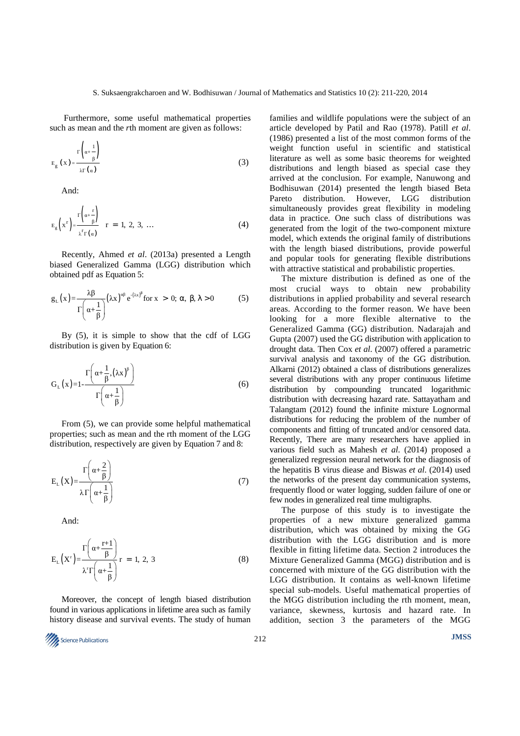Furthermore, some useful mathematical properties such as mean and the *r*th moment are given as follows:

$$E_g(x) = \frac{\Gamma\left(\alpha + \frac{1}{\beta}\right)}{\lambda\Gamma(\alpha)} \tag{3}$$

And:

$$E_g\left(x^r\right) = \frac{\Gamma\left(\alpha + \frac{r}{\beta}\right)}{\lambda^r\Gamma(\alpha)} \quad r = 1, 2, 3, \ldots \tag{4}$$

Recently, Ahmed *et al*. (2013a) presented a Length biased Generalized Gamma (LGG) distribution which obtained pdf as Equation 5:

$$g_L(x) = \frac{\lambda\beta}{\Gamma\left(\alpha + \frac{1}{\beta}\right)}(\lambda x)^{\alpha\beta} e^{-(\lambda x)^{\beta}} \text{for } x > 0;\ \alpha, \beta, \lambda > 0 \tag{5}$$

By (5), it is simple to show that the cdf of LGG distribution is given by Equation 6:

$$G_L(x) = 1 - \frac{\Gamma\left(\alpha + \frac{1}{\beta}, (\lambda x)^{\beta}\right)}{\Gamma\left(\alpha + \frac{1}{\beta}\right)} \tag{6}$$

From (5), we can provide some helpful mathematical properties; such as mean and the rth moment of the LGG distribution, respectively are given by Equation 7 and 8:

$$E_L(X) = \frac{\Gamma\left(\alpha + \frac{2}{\beta}\right)}{\lambda\Gamma\left(\alpha + \frac{1}{\beta}\right)} \tag{7}$$

And:

$$E_L\left(X^r\right) = \frac{\Gamma\left(\alpha + \frac{r+1}{\beta}\right)}{\lambda^r\Gamma\left(\alpha + \frac{1}{\beta}\right)} \quad r = 1, 2, 3 \tag{8}$$

Moreover, the concept of length biased distribution found in various applications in lifetime area such as family history disease and survival events. The study of human families and wildlife populations were the subject of an article developed by Patil and Rao (1978). Patill *et al*. (1986) presented a list of the most common forms of the weight function useful in scientific and statistical literature as well as some basic theorems for weighted distributions and length biased as special case they arrived at the conclusion. For example, Nanuwong and Bodhisuwan (2014) presented the length biased Beta Pareto distribution. However, LGG distribution simultaneously provides great flexibility in modeling data in practice. One such class of distributions was generated from the logit of the two-component mixture model, which extends the original family of distributions with the length biased distributions, provide powerful and popular tools for generating flexible distributions with attractive statistical and probabilistic properties.

The mixture distribution is defined as one of the most crucial ways to obtain new probability distributions in applied probability and several research areas. According to the former reason. We have been looking for a more flexible alternative to the Generalized Gamma (GG) distribution. Nadarajah and Gupta (2007) used the GG distribution with application to drought data. Then Cox *et al*. (2007) offered a parametric survival analysis and taxonomy of the GG distribution. Alkarni (2012) obtained a class of distributions generalizes several distributions with any proper continuous lifetime distribution by compounding truncated logarithmic distribution with decreasing hazard rate. Sattayatham and Talangtam (2012) found the infinite mixture Lognormal distributions for reducing the problem of the number of components and fitting of truncated and/or censored data. Recently, There are many researchers have applied in various field such as Mahesh *et al*. (2014) proposed a generalized regression neural network for the diagnosis of the hepatitis B virus diease and Biswas *et al*. (2014) used the networks of the present day communication systems, frequently flood or water logging, sudden failure of one or few nodes in generalized real time multigraphs.

The purpose of this study is to investigate the properties of a new mixture generalized gamma distribution, which was obtained by mixing the GG distribution with the LGG distribution and is more flexible in fitting lifetime data. Section 2 introduces the Mixture Generalized Gamma (MGG) distribution and is concerned with mixture of the GG distribution with the LGG distribution. It contains as well-known lifetime special sub-models. Useful mathematical properties of the MGG distribution including the rth moment, mean, variance, skewness, kurtosis and hazard rate. In addition, section 3 the parameters of the MGG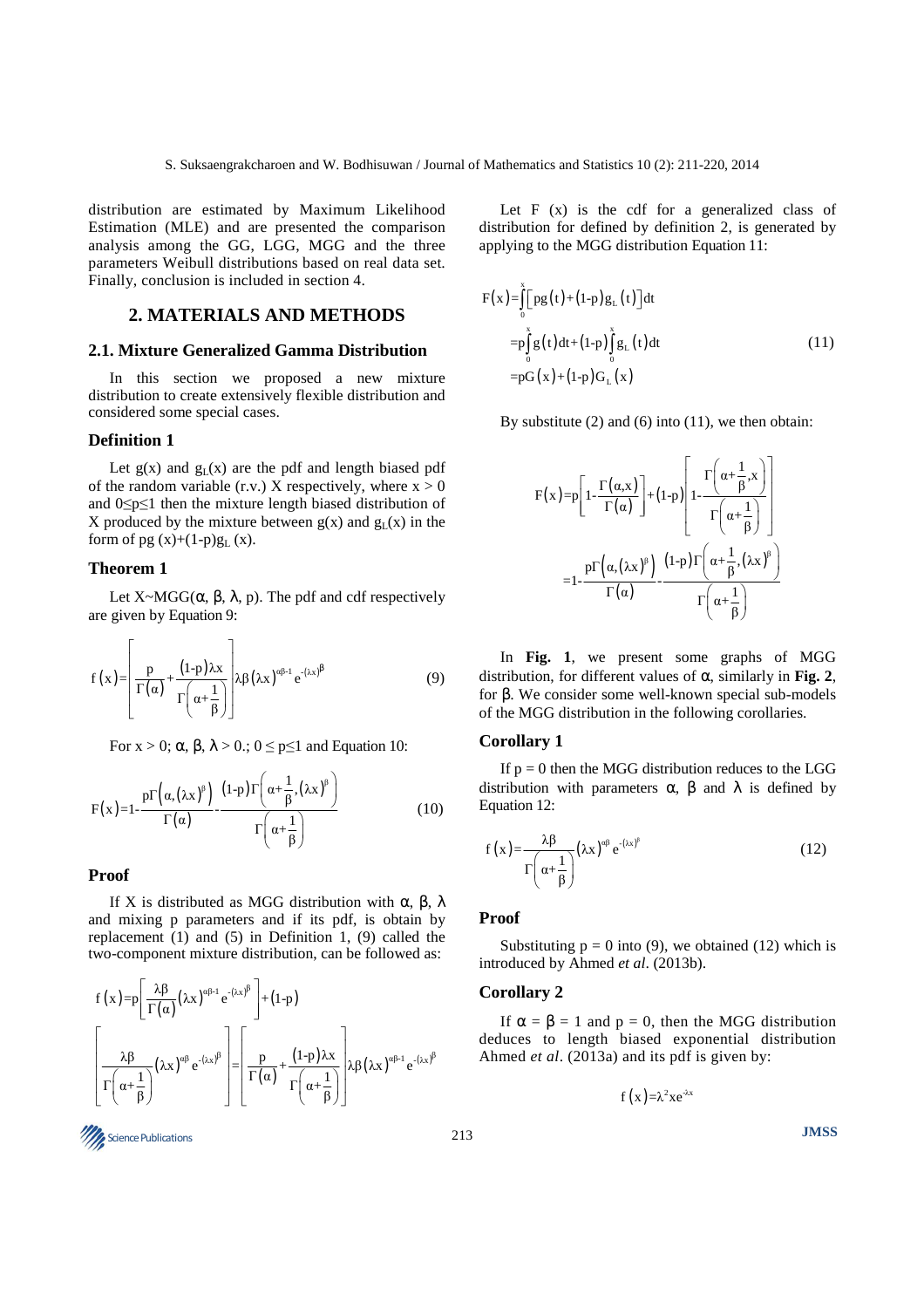distribution are estimated by Maximum Likelihood Estimation (MLE) and are presented the comparison analysis among the GG, LGG, MGG and the three parameters Weibull distributions based on real data set. Finally, conclusion is included in section 4.

## 2. MATERIALS AND METHODS

### 2.1. Mixture Generalized Gamma Distribution

In this section we proposed a new mixture distribution to create extensively flexible distribution and considered some special cases.

### Definition 1

Let $g(x)$ and $g_L(x)$ are the pdf and length biased pdf of the random variable (r.v.) X respectively, where $x > 0$ and $0 \leq p \leq 1$ then the mixture length biased distribution of X produced by the mixture between $g(x)$ and $g_L(x)$ in the form of $pg(x)+(1-p)g_L(x)$.

### Theorem 1

Let X~MGG($\alpha$, $\beta$, $\lambda$, p). The pdf and cdf respectively are given by Equation 9:

$$f(x)=\left[\frac{p}{\Gamma(\alpha)}+\frac{(1-p)\lambda x}{\Gamma\left(\alpha+\frac{1}{\beta}\right)}\right]\lambda\beta(\lambda x)^{\alpha\beta-1}e^{-(\lambda x)^{\beta}} \tag{9}$$

For $x > 0$; $\alpha$, $\beta$, $\lambda > 0$.; $0 \leq p \leq 1$ and Equation 10:

$$F(x)=1-\frac{p\Gamma\left(\alpha,(\lambda x)^{\beta}\right)}{\Gamma(\alpha)}-\frac{(1-p)\Gamma\left(\alpha+\frac{1}{\beta},(\lambda x)^{\beta}\right)}{\Gamma\left(\alpha+\frac{1}{\beta}\right)} \tag{10}$$

### Proof

If X is distributed as MGG distribution with $\alpha$, $\beta$, $\lambda$ and mixing p parameters and if its pdf, is obtain by replacement (1) and (5) in Definition 1, (9) called the two-component mixture distribution, can be followed as:

$$f(x)=p\left[\frac{\lambda\beta}{\Gamma(\alpha)}(\lambda x)^{\alpha\beta-1}e^{-(\lambda x)^{\beta}}\right]+(1-p)\left[\frac{\lambda\beta}{\Gamma\left(\alpha+\frac{1}{\beta}\right)}(\lambda x)^{\alpha\beta}e^{-(\lambda x)^{\beta}}\right]=\left[\frac{p}{\Gamma(\alpha)}+\frac{(1-p)\lambda x}{\Gamma\left(\alpha+\frac{1}{\beta}\right)}\right]\lambda\beta(\lambda x)^{\alpha\beta-1}e^{-(\lambda x)^{\beta}}$$

Let F (x) is the cdf for a generalized class of distribution for defined by definition 2, is generated by applying to the MGG distribution Equation 11:

$$\begin{aligned}F(x)&=\int_0^x\left[pg(t)+(1-p)g_L(t)\right]dt\\&=p\int_0^x g(t)dt+(1-p)\int_0^x g_L(t)dt\\&=pG(x)+(1-p)G_L(x)\end{aligned} \tag{11}$$

By substitute (2) and (6) into (11), we then obtain:

$$\begin{aligned}F(x)&=p\left[1-\frac{\Gamma(\alpha,x)}{\Gamma(\alpha)}\right]+(1-p)\left[1-\frac{\Gamma\left(\alpha+\frac{1}{\beta},x\right)}{\Gamma\left(\alpha+\frac{1}{\beta}\right)}\right]\\&=1-\frac{p\Gamma\left(\alpha,(\lambda x)^{\beta}\right)}{\Gamma(\alpha)}-\frac{(1-p)\Gamma\left(\alpha+\frac{1}{\beta},(\lambda x)^{\beta}\right)}{\Gamma\left(\alpha+\frac{1}{\beta}\right)}\end{aligned}$$

In **Fig. 1**, we present some graphs of MGG distribution, for different values of $\alpha$, similarly in **Fig. 2**, for $\beta$. We consider some well-known special sub-models of the MGG distribution in the following corollaries.

### Corollary 1

If p = 0 then the MGG distribution reduces to the LGG distribution with parameters $\alpha$, $\beta$ and $\lambda$ is defined by Equation 12:

$$f(x)=\frac{\lambda\beta}{\Gamma\left(\alpha+\frac{1}{\beta}\right)}(\lambda x)^{\alpha\beta}e^{-(\lambda x)^{\beta}} \tag{12}$$

### Proof

Substituting p = 0 into (9), we obtained (12) which is introduced by Ahmed *et al*. (2013b).

### Corollary 2

If $\alpha$ = $\beta$ = 1 and p = 0, then the MGG distribution deduces to length biased exponential distribution Ahmed *et al*. (2013a) and its pdf is given by:

$$f(x)=\lambda^{2}xe^{-\lambda x}$$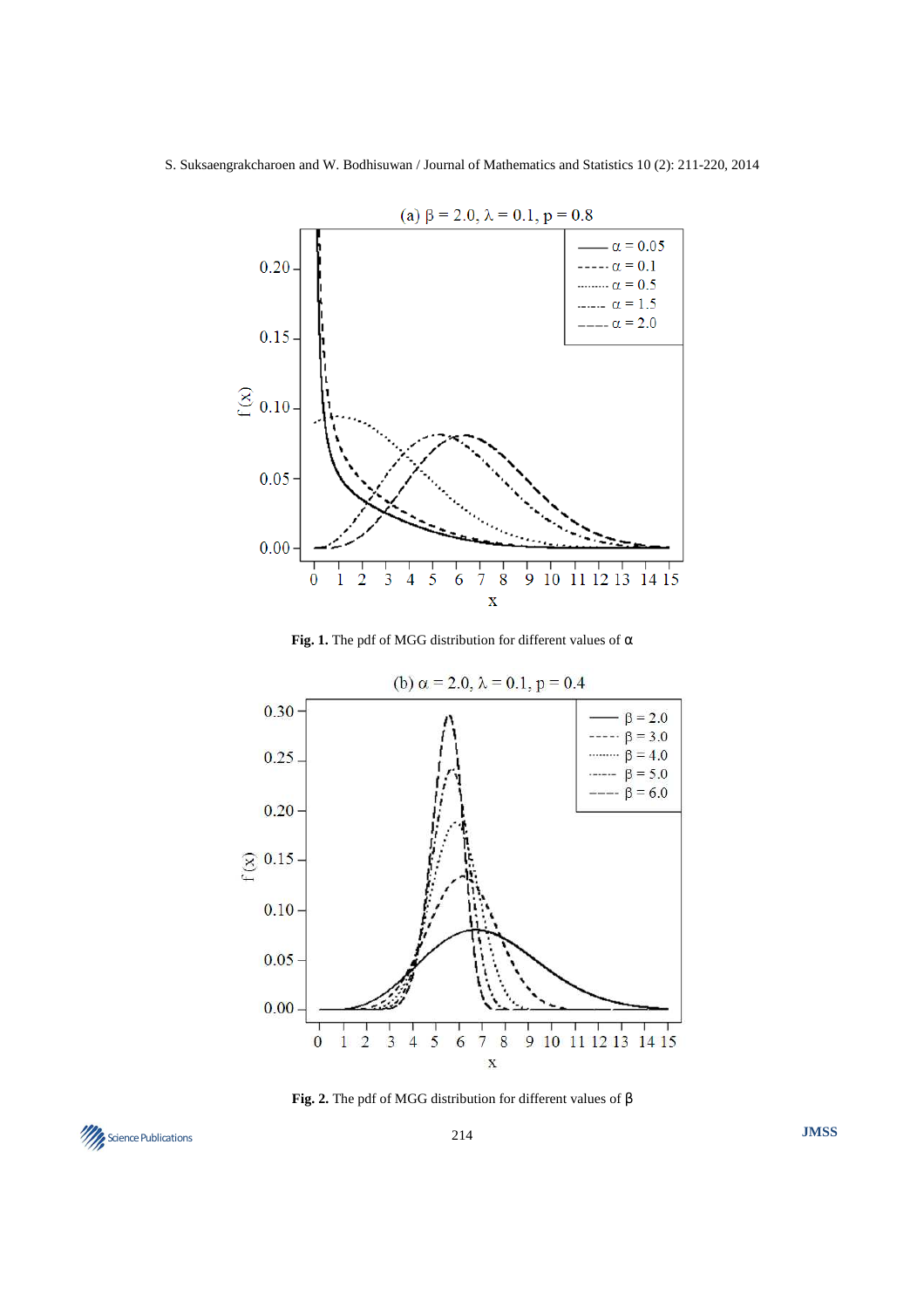Fig. 1. The pdf of MGG distribution for different values of α

Fig. 2. The pdf of MGG distribution for different values of β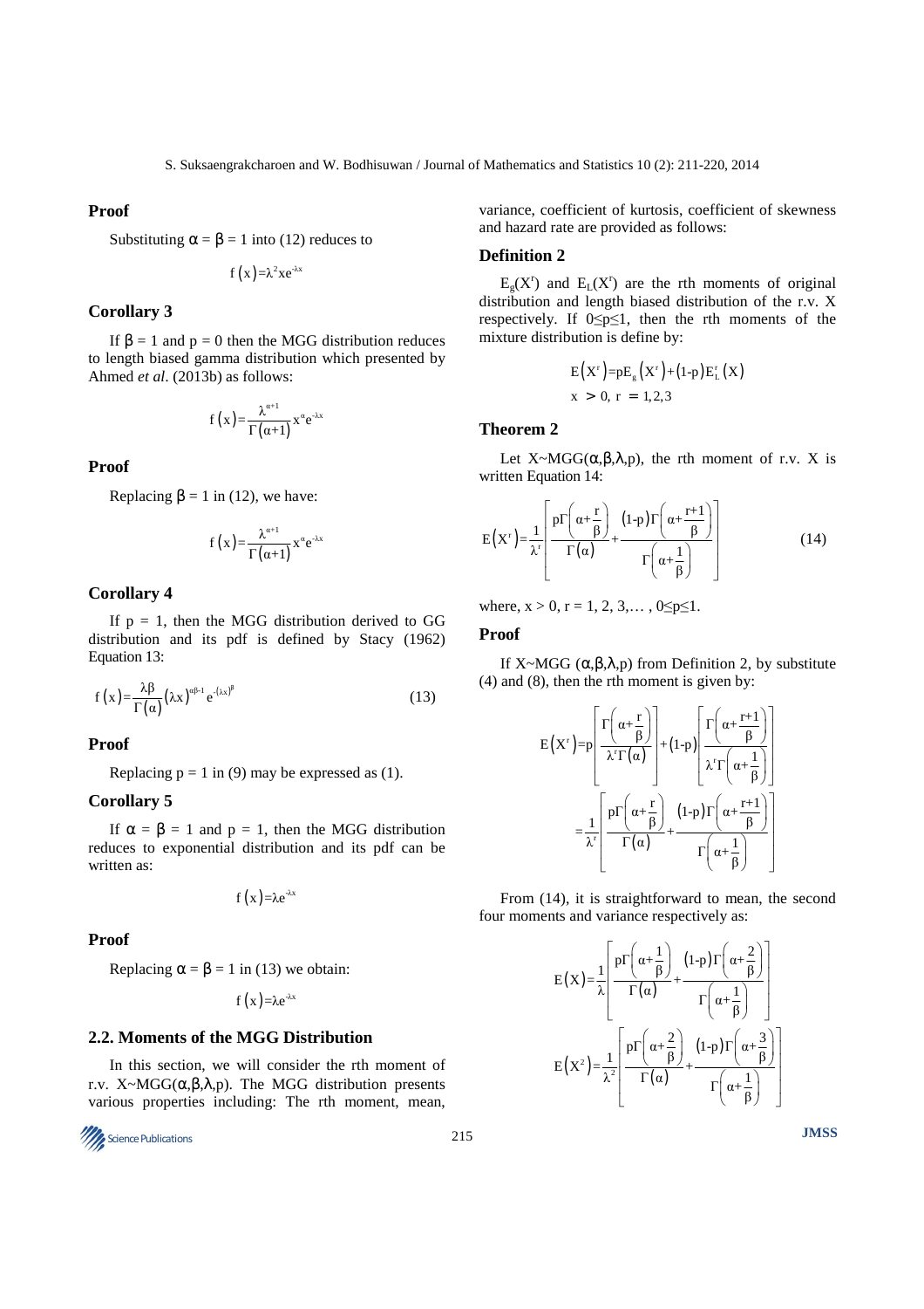**Proof**

Substituting $\alpha = \beta = 1$ into (12) reduces to

$$f(x)=\lambda^2 x e^{-\lambda x}$$

### Corollary 3

If $\beta = 1$ and $p = 0$ then the MGG distribution reduces to length biased gamma distribution which presented by Ahmed *et al*. (2013b) as follows:

$$f(x)=\frac{\lambda^{\alpha+1}}{\Gamma(\alpha+1)}x^{\alpha}e^{-\lambda x}$$

**Proof**

Replacing $\beta = 1$ in (12), we have:

$$f(x)=\frac{\lambda^{\alpha+1}}{\Gamma(\alpha+1)}x^{\alpha}e^{-\lambda x}$$

### Corollary 4

If $p = 1$, then the MGG distribution derived to GG distribution and its pdf is defined by Stacy (1962) Equation 13:

$$f(x)=\frac{\lambda\beta}{\Gamma(\alpha)}(\lambda x)^{\alpha\beta-1}e^{-(\lambda x)^{\beta}} \quad (13)$$

**Proof**

Replacing $p = 1$ in (9) may be expressed as (1).

### Corollary 5

If $\alpha = \beta = 1$ and $p = 1$, then the MGG distribution reduces to exponential distribution and its pdf can be written as:

$$f(x)=\lambda e^{-\lambda x}$$

**Proof**

Replacing $\alpha = \beta = 1$ in (13) we obtain:

$$f(x)=\lambda e^{-\lambda x}$$

## 2.2. Moments of the MGG Distribution

In this section, we will consider the rth moment of r.v. $X \sim MGG(\alpha,\beta,\lambda,p)$. The MGG distribution presents various properties including: The rth moment, mean, variance, coefficient of kurtosis, coefficient of skewness and hazard rate are provided as follows:

### Definition 2

$E_g(X^r)$ and $E_L(X^r)$ are the rth moments of original distribution and length biased distribution of the r.v. X respectively. If $0 \leq p \leq 1$, then the rth moments of the mixture distribution is define by:

$$E(X^r)=pE_g(X^r)+(1-p)E_L^r(X)$$
$$x > 0,\ r = 1,2,3$$

### Theorem 2

Let $X \sim MGG(\alpha,\beta,\lambda,p)$, the rth moment of r.v. X is written Equation 14:

$$E(X^r)=\frac{1}{\lambda^r}\left[\frac{p\Gamma\left(\alpha+\frac{r}{\beta}\right)}{\Gamma(\alpha)}+\frac{(1-p)\Gamma\left(\alpha+\frac{r+1}{\beta}\right)}{\Gamma\left(\alpha+\frac{1}{\beta}\right)}\right] \quad (14)$$

where, $x > 0$, $r = 1, 2, 3,\ldots$, $0 \leq p \leq 1$.

**Proof**

If $X \sim MGG(\alpha,\beta,\lambda,p)$ from Definition 2, by substitute (4) and (8), then the rth moment is given by:

$$E(X^r)=p\left[\frac{\Gamma\left(\alpha+\frac{r}{\beta}\right)}{\lambda^r\Gamma(\alpha)}\right]+(1-p)\left[\frac{\Gamma\left(\alpha+\frac{r+1}{\beta}\right)}{\lambda^r\Gamma\left(\alpha+\frac{1}{\beta}\right)}\right]$$
$$=\frac{1}{\lambda^r}\left[\frac{p\Gamma\left(\alpha+\frac{r}{\beta}\right)}{\Gamma(\alpha)}+\frac{(1-p)\Gamma\left(\alpha+\frac{r+1}{\beta}\right)}{\Gamma\left(\alpha+\frac{1}{\beta}\right)}\right]$$

From (14), it is straightforward to mean, the second four moments and variance respectively as:

$$E(X)=\frac{1}{\lambda}\left[\frac{p\Gamma\left(\alpha+\frac{1}{\beta}\right)}{\Gamma(\alpha)}+\frac{(1-p)\Gamma\left(\alpha+\frac{2}{\beta}\right)}{\Gamma\left(\alpha+\frac{1}{\beta}\right)}\right]$$

$$E(X^2)=\frac{1}{\lambda^2}\left[\frac{p\Gamma\left(\alpha+\frac{2}{\beta}\right)}{\Gamma(\alpha)}+\frac{(1-p)\Gamma\left(\alpha+\frac{3}{\beta}\right)}{\Gamma\left(\alpha+\frac{1}{\beta}\right)}\right]$$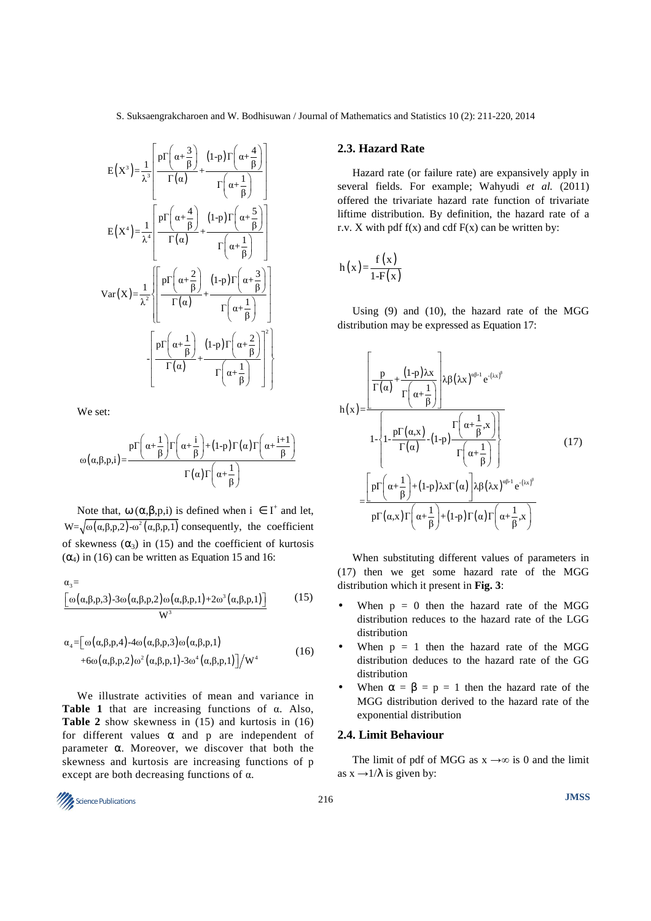$$E\left(X^3\right)=\frac{1}{\lambda^3}\left[\frac{p\Gamma\left(\alpha+\frac{3}{\beta}\right)}{\Gamma(\alpha)}+\frac{(1-p)\Gamma\left(\alpha+\frac{4}{\beta}\right)}{\Gamma\left(\alpha+\frac{1}{\beta}\right)}\right]$$

$$E\left(X^4\right)=\frac{1}{\lambda^4}\left[\frac{p\Gamma\left(\alpha+\frac{4}{\beta}\right)}{\Gamma(\alpha)}+\frac{(1-p)\Gamma\left(\alpha+\frac{5}{\beta}\right)}{\Gamma\left(\alpha+\frac{1}{\beta}\right)}\right]$$

$$\operatorname{Var}(X)=\frac{1}{\lambda^2}\left\{\left[\frac{p\Gamma\left(\alpha+\frac{2}{\beta}\right)}{\Gamma(\alpha)}+\frac{(1-p)\Gamma\left(\alpha+\frac{3}{\beta}\right)}{\Gamma\left(\alpha+\frac{1}{\beta}\right)}\right]-\left[\frac{p\Gamma\left(\alpha+\frac{1}{\beta}\right)}{\Gamma(\alpha)}+\frac{(1-p)\Gamma\left(\alpha+\frac{2}{\beta}\right)}{\Gamma\left(\alpha+\frac{1}{\beta}\right)}\right]^2\right\}$$

We set:

$$\omega(\alpha,\beta,p,i)=\frac{p\Gamma\left(\alpha+\frac{1}{\beta}\right)\Gamma\left(\alpha+\frac{i}{\beta}\right)+(1-p)\Gamma(\alpha)\Gamma\left(\alpha+\frac{i+1}{\beta}\right)}{\Gamma(\alpha)\Gamma\left(\alpha+\frac{1}{\beta}\right)}$$

Note that, $\omega(\alpha,\beta,p,i)$ is defined when $i \in I^+$ and let, $W=\sqrt{\omega(\alpha,\beta,p,2)-\omega^2(\alpha,\beta,p,1)}$ consequently, the coefficient of skewness ($\alpha_3$) in (15) and the coefficient of kurtosis ($\alpha_4$) in (16) can be written as Equation 15 and 16:

$$\alpha_3=\frac{\left[\omega(\alpha,\beta,p,3)-3\omega(\alpha,\beta,p,2)\omega(\alpha,\beta,p,1)+2\omega^3(\alpha,\beta,p,1)\right]}{W^3} \tag{15}$$

$$\alpha_4=\left[\omega(\alpha,\beta,p,4)-4\omega(\alpha,\beta,p,3)\omega(\alpha,\beta,p,1)+6\omega(\alpha,\beta,p,2)\omega^2(\alpha,\beta,p,1)-3\omega^4(\alpha,\beta,p,1)\right]/W^4 \tag{16}$$

We illustrate activities of mean and variance in **Table 1** that are increasing functions of α. Also, **Table 2** show skewness in (15) and kurtosis in (16) for different values α and p are independent of parameter α. Moreover, we discover that both the skewness and kurtosis are increasing functions of p except are both decreasing functions of α.

## 2.3. Hazard Rate

Hazard rate (or failure rate) are expansively apply in several fields. For example; Wahyudi *et al.* (2011) offered the trivariate hazard rate function of trivariate liftime distribution. By definition, the hazard rate of a r.v. X with pdf f(x) and cdf F(x) can be written by:

$$h(x)=\frac{f(x)}{1-F(x)}$$

Using (9) and (10), the hazard rate of the MGG distribution may be expressed as Equation 17:

$$h(x)=\frac{\left[\frac{p}{\Gamma(\alpha)}+\frac{(1-p)\lambda x}{\Gamma\left(\alpha+\frac{1}{\beta}\right)}\right]\lambda\beta(\lambda x)^{\alpha\beta-1}e^{-(\lambda x)^\beta}}{1-\left\{1-\frac{p\Gamma(\alpha,x)}{\Gamma(\alpha)}-(1-p)\frac{\Gamma\left(\alpha+\frac{1}{\beta},x\right)}{\Gamma\left(\alpha+\frac{1}{\beta}\right)}\right\}}$$
$$=\frac{\left[p\Gamma\left(\alpha+\frac{1}{\beta}\right)+(1-p)\lambda x\Gamma(\alpha)\right]\lambda\beta(\lambda x)^{\alpha\beta-1}e^{-(\lambda x)^\beta}}{p\Gamma(\alpha,x)\Gamma\left(\alpha+\frac{1}{\beta}\right)+(1-p)\Gamma(\alpha)\Gamma\left(\alpha+\frac{1}{\beta},x\right)} \tag{17}$$

When substituting different values of parameters in (17) then we get some hazard rate of the MGG distribution which it present in **Fig. 3**:

- When p = 0 then the hazard rate of the MGG distribution reduces to the hazard rate of the LGG distribution
- When p = 1 then the hazard rate of the MGG distribution deduces to the hazard rate of the GG distribution
- When α = β = p = 1 then the hazard rate of the MGG distribution derived to the hazard rate of the exponential distribution

## 2.4. Limit Behaviour

The limit of pdf of MGG as $x \to \infty$ is 0 and the limit as $x \to 1/\lambda$ is given by: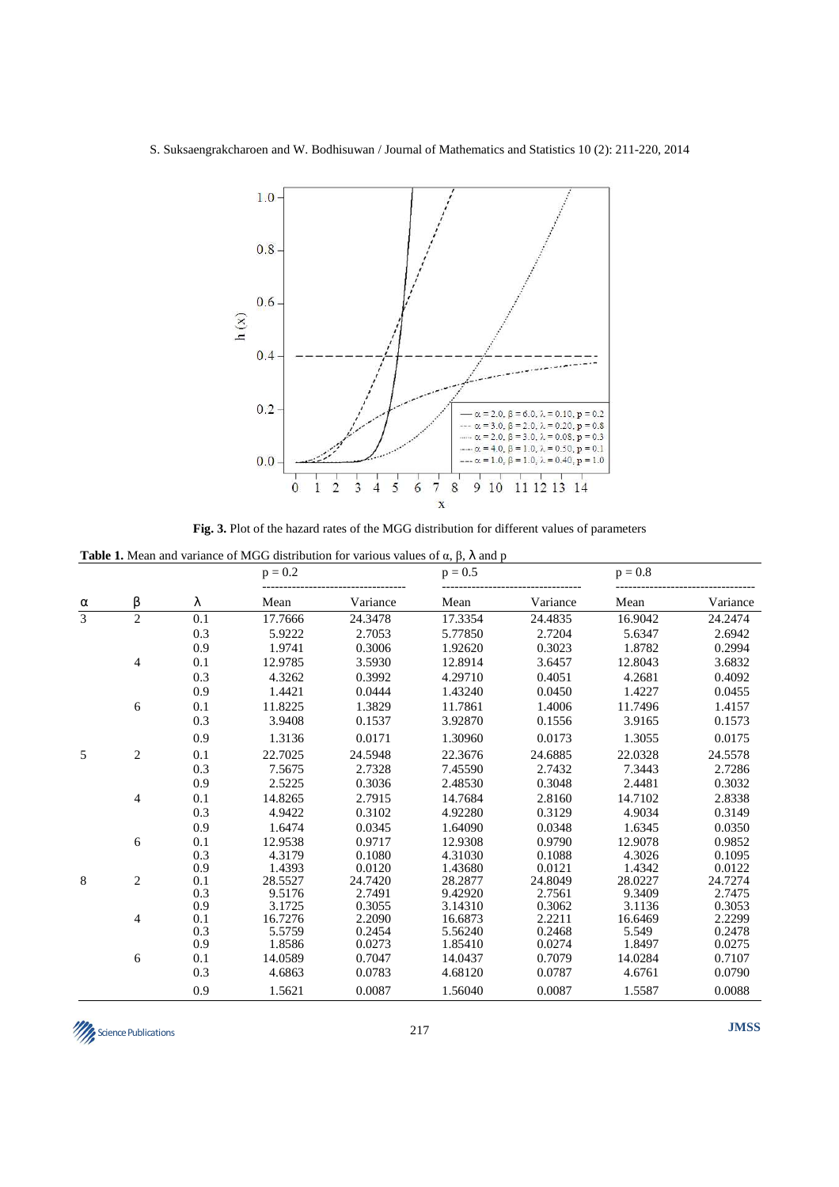**Fig. 3.** Plot of the hazard rates of the MGG distribution for different values of parameters

**Table 1.** Mean and variance of MGG distribution for various values of α, β, λ and p

| | | | $p = 0.2$ | | $p = 0.5$ | | $p = 0.8$ | |
|---|---|---|---|---|---|---|---|---|
| α | β | λ | Mean | Variance | Mean | Variance | Mean | Variance |
| 3 | 2 | 0.1 | 17.7666 | 24.3478 | 17.3354 | 24.4835 | 16.9042 | 24.2474 |
| | | 0.3 | 5.9222 | 2.7053 | 5.77850 | 2.7204 | 5.6347 | 2.6942 |
| | | 0.9 | 1.9741 | 0.3006 | 1.92620 | 0.3023 | 1.8782 | 0.2994 |
| | 4 | 0.1 | 12.9785 | 3.5930 | 12.8914 | 3.6457 | 12.8043 | 3.6832 |
| | | 0.3 | 4.3262 | 0.3992 | 4.29710 | 0.4051 | 4.2681 | 0.4092 |
| | | 0.9 | 1.4421 | 0.0444 | 1.43240 | 0.0450 | 1.4227 | 0.0455 |
| | 6 | 0.1 | 11.8225 | 1.3829 | 11.7861 | 1.4006 | 11.7496 | 1.4157 |
| | | 0.3 | 3.9408 | 0.1537 | 3.92870 | 0.1556 | 3.9165 | 0.1573 |
| | | 0.9 | 1.3136 | 0.0171 | 1.30960 | 0.0173 | 1.3055 | 0.0175 |
| 5 | 2 | 0.1 | 22.7025 | 24.5948 | 22.3676 | 24.6885 | 22.0328 | 24.5578 |
| | | 0.3 | 7.5675 | 2.7328 | 7.45590 | 2.7432 | 7.3443 | 2.7286 |
| | | 0.9 | 2.5225 | 0.3036 | 2.48530 | 0.3048 | 2.4481 | 0.3032 |
| | 4 | 0.1 | 14.8265 | 2.7915 | 14.7684 | 2.8160 | 14.7102 | 2.8338 |
| | | 0.3 | 4.9422 | 0.3102 | 4.92280 | 0.3129 | 4.9034 | 0.3149 |
| | | 0.9 | 1.6474 | 0.0345 | 1.64090 | 0.0348 | 1.6345 | 0.0350 |
| | 6 | 0.1 | 12.9538 | 0.9717 | 12.9308 | 0.9790 | 12.9078 | 0.9852 |
| | | 0.3 | 4.3179 | 0.1080 | 4.31030 | 0.1088 | 4.3026 | 0.1095 |
| | | 0.9 | 1.4393 | 0.0120 | 1.43680 | 0.0121 | 1.4342 | 0.0122 |
| 8 | 2 | 0.1 | 28.5527 | 24.7420 | 28.2877 | 24.8049 | 28.0227 | 24.7274 |
| | | 0.3 | 9.5176 | 2.7491 | 9.42920 | 2.7561 | 9.3409 | 2.7475 |
| | | 0.9 | 3.1725 | 0.3055 | 3.14310 | 0.3062 | 3.1136 | 0.3053 |
| | 4 | 0.1 | 16.7276 | 2.2090 | 16.6873 | 2.2211 | 16.6469 | 2.2299 |
| | | 0.3 | 5.5759 | 0.2454 | 5.56240 | 0.2468 | 5.549 | 0.2478 |
| | | 0.9 | 1.8586 | 0.0273 | 1.85410 | 0.0274 | 1.8497 | 0.0275 |
| | 6 | 0.1 | 14.0589 | 0.7047 | 14.0437 | 0.7079 | 14.0284 | 0.7107 |
| | | 0.3 | 4.6863 | 0.0783 | 4.68120 | 0.0787 | 4.6761 | 0.0790 |
| | | 0.9 | 1.5621 | 0.0087 | 1.56040 | 0.0087 | 1.5587 | 0.0088 |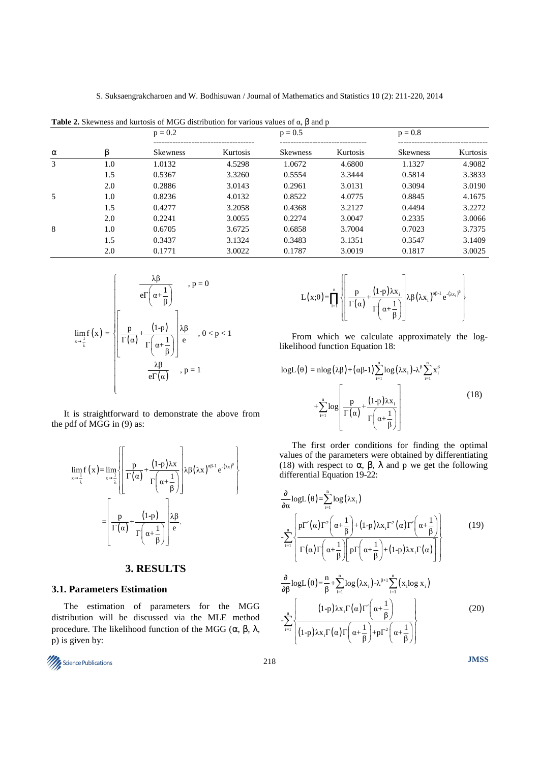**Table 2.** Skewness and kurtosis of MGG distribution for various values of α, β and p

| α | β | p = 0.2 | | p = 0.5 | | p = 0.8 | |
|---|---|---|---|---|---|---|---|
| | | Skewness | Kurtosis | Skewness | Kurtosis | Skewness | Kurtosis |
| 3 | 1.0 | 1.0132 | 4.5298 | 1.0672 | 4.6800 | 1.1327 | 4.9082 |
| | 1.5 | 0.5367 | 3.3260 | 0.5554 | 3.3444 | 0.5814 | 3.3833 |
| | 2.0 | 0.2886 | 3.0143 | 0.2961 | 3.0131 | 0.3094 | 3.0190 |
| 5 | 1.0 | 0.8236 | 4.0132 | 0.8522 | 4.0775 | 0.8845 | 4.1675 |
| | 1.5 | 0.4277 | 3.2058 | 0.4368 | 3.2127 | 0.4494 | 3.2272 |
| | 2.0 | 0.2241 | 3.0055 | 0.2274 | 3.0047 | 0.2335 | 3.0066 |
| 8 | 1.0 | 0.6705 | 3.6725 | 0.6858 | 3.7004 | 0.7023 | 3.7375 |
| | 1.5 | 0.3437 | 3.1324 | 0.3483 | 3.1351 | 0.3547 | 3.1409 |
| | 2.0 | 0.1771 | 3.0022 | 0.1787 | 3.0019 | 0.1817 | 3.0025 |

$$\lim_{x \to \frac{1}{\lambda}} f(x) = \begin{cases} \dfrac{\lambda\beta}{e\Gamma\left(\alpha+\frac{1}{\beta}\right)} & , p = 0 \\ \left[\dfrac{p}{\Gamma(\alpha)} + \dfrac{(1-p)}{\Gamma\left(\alpha+\frac{1}{\beta}\right)}\right]\dfrac{\lambda\beta}{e} & , 0 < p < 1 \\ \dfrac{\lambda\beta}{e\Gamma(\alpha)} & , p = 1 \end{cases}$$

It is straightforward to demonstrate the above from the pdf of MGG in (9) as:

$$\lim_{x \to \frac{1}{\lambda}} f(x) = \lim_{x \to \frac{1}{\lambda}} \left\{ \left[\frac{p}{\Gamma(\alpha)} + \frac{(1-p)\lambda x}{\Gamma\left(\alpha+\frac{1}{\beta}\right)}\right] \lambda\beta(\lambda x)^{\alpha\beta-1} e^{-(\lambda x)^{\beta}} \right\}$$
$$= \left[\frac{p}{\Gamma(\alpha)} + \frac{(1-p)}{\Gamma\left(\alpha+\frac{1}{\beta}\right)}\right]\frac{\lambda\beta}{e}.$$

## 3. RESULTS

### 3.1. Parameters Estimation

The estimation of parameters for the MGG distribution will be discussed via the MLE method procedure. The likelihood function of the MGG (α, β, λ, p) is given by:

$$L(x;\theta) = \prod_{i=1}^{n} \left\{ \left[\frac{p}{\Gamma(\alpha)} + \frac{(1-p)\lambda x_i}{\Gamma\left(\alpha+\frac{1}{\beta}\right)}\right] \lambda\beta(\lambda x_i)^{\alpha\beta-1} e^{-(\lambda x_i)^{\beta}} \right\}$$

From which we calculate approximately the log-likelihood function Equation 18:

$$\log L(\theta) = n\log(\lambda\beta) + (\alpha\beta-1)\sum_{i=1}^{n}\log(\lambda x_i) - \lambda^{\beta}\sum_{i=1}^{n} x_i^{\beta} + \sum_{i=1}^{n}\log\left[\frac{p}{\Gamma(\alpha)} + \frac{(1-p)\lambda x_i}{\Gamma\left(\alpha+\frac{1}{\beta}\right)}\right] \tag{18}$$

The first order conditions for finding the optimal values of the parameters were obtained by differentiating (18) with respect to α, β, λ and p we get the following differential Equation 19-22:

$$\frac{\partial}{\partial\alpha}\log L(\theta) = \sum_{i=1}^{n}\log(\lambda x_i) - \sum_{i=1}^{n}\left\{\frac{p\Gamma'(\alpha)\Gamma^{2}\left(\alpha+\frac{1}{\beta}\right) + (1-p)\lambda x_i\Gamma^{2}(\alpha)\Gamma'\left(\alpha+\frac{1}{\beta}\right)}{\Gamma(\alpha)\Gamma\left(\alpha+\frac{1}{\beta}\right)\left[p\Gamma\left(\alpha+\frac{1}{\beta}\right) + (1-p)\lambda x_i\Gamma(\alpha)\right]}\right\} \tag{19}$$

$$\frac{\partial}{\partial\beta}\log L(\theta) = \frac{n}{\beta} + \sum_{i=1}^{n}\log(\lambda x_i) - \lambda^{\beta+1}\sum_{i=1}^{n}(x_i \log x_i) - \sum_{i=1}^{n}\left\{\frac{(1-p)\lambda x_i\Gamma(\alpha)\Gamma'\left(\alpha+\frac{1}{\beta}\right)}{(1-p)\lambda x_i\Gamma(\alpha)\Gamma\left(\alpha+\frac{1}{\beta}\right) + p\Gamma^{2}\left(\alpha+\frac{1}{\beta}\right)}\right\} \tag{20}$$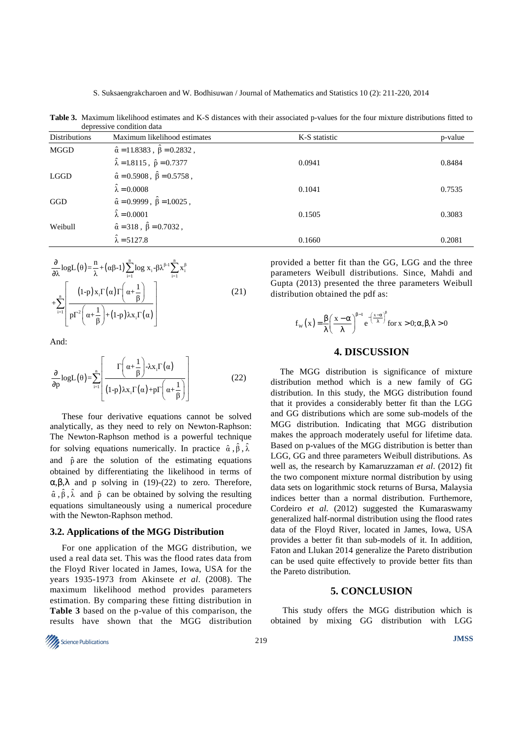**Table 3.** Maximum likelihood estimates and K-S distances with their associated p-values for the four mixture distributions fitted to depressive condition data

| Distributions | Maximum likelihood estimates | K-S statistic | p-value |
|---|---|---|---|
| MGGD | $\hat{\alpha} = 11.8383$, $\hat{\beta} = 0.2832$, $\hat{\lambda} = 1.8115$, $\hat{p} = 0.7377$ | 0.0941 | 0.8484 |
| LGGD | $\hat{\alpha} = 0.5908$, $\hat{\beta} = 0.5758$, $\hat{\lambda} = 0.0008$ | 0.1041 | 0.7535 |
| GGD | $\hat{\alpha} = 0.9999$, $\hat{\beta} = 1.0025$, $\hat{\lambda} = 0.0001$ | 0.1505 | 0.3083 |
| Weibull | $\hat{\alpha} = 318$, $\hat{\beta} = 0.7032$, $\hat{\lambda} = 5127.8$ | 0.1660 | 0.2081 |

$$\frac{\partial}{\partial \lambda}\log L(\theta) = \frac{n}{\lambda} + (\alpha\beta - 1)\sum_{i=1}^{n}\log x_i - \beta\lambda^{\beta-1}\sum_{i=1}^{n}x_i^{\beta} + \sum_{i=1}^{n}\left[\frac{(1-p)x_i\Gamma(\alpha)\Gamma\left(\alpha+\frac{1}{\beta}\right)}{p\Gamma^2\left(\alpha+\frac{1}{\beta}\right)+(1-p)\lambda x_i\Gamma(\alpha)}\right] \tag{21}$$

And:

$$\frac{\partial}{\partial p}\log L(\theta) = \sum_{i=1}^{n}\left[\frac{\Gamma\left(\alpha+\frac{1}{\beta}\right)-\lambda x_i\Gamma(\alpha)}{(1-p)\lambda x_i\Gamma(\alpha)+p\Gamma\left(\alpha+\frac{1}{\beta}\right)}\right] \tag{22}$$

These four derivative equations cannot be solved analytically, as they need to rely on Newton-Raphson: The Newton-Raphson method is a powerful technique for solving equations numerically. In practice $\hat{\alpha}$, $\hat{\beta}$, $\hat{\lambda}$ and $\hat{p}$ are the solution of the estimating equations obtained by differentiating the likelihood in terms of $\alpha, \beta, \lambda$ and p solving in (19)-(22) to zero. Therefore, $\hat{\alpha}$, $\hat{\beta}$, $\hat{\lambda}$ and $\hat{p}$ can be obtained by solving the resulting equations simultaneously using a numerical procedure with the Newton-Raphson method.

### 3.2. Applications of the MGG Distribution

For one application of the MGG distribution, we used a real data set. This was the flood rates data from the Floyd River located in James, Iowa, USA for the years 1935-1973 from Akinsete *et al*. (2008). The maximum likelihood method provides parameters estimation. By comparing these fitting distribution in **Table 3** based on the p-value of this comparison, the results have shown that the MGG distribution provided a better fit than the GG, LGG and the three parameters Weibull distributions. Since, Mahdi and Gupta (2013) presented the three parameters Weibull distribution obtained the pdf as:

$$f_w(x) = \frac{\beta}{\lambda}\left(\frac{x-\alpha}{\lambda}\right)^{\beta-1} e^{-\left(\frac{x-\alpha}{\lambda}\right)^{\beta}} \text{ for } x > 0; \alpha, \beta, \lambda > 0$$

## 4. DISCUSSION

The MGG distribution is significance of mixture distribution method which is a new family of GG distribution. In this study, the MGG distribution found that it provides a considerably better fit than the LGG and GG distributions which are some sub-models of the MGG distribution. Indicating that MGG distribution makes the approach moderately useful for lifetime data. Based on p-values of the MGG distribution is better than LGG, GG and three parameters Weibull distributions. As well as, the research by Kamaruzzaman *et al*. (2012) fit the two component mixture normal distribution by using data sets on logarithmic stock returns of Bursa, Malaysia indices better than a normal distribution. Furthemore, Cordeiro *et al*. (2012) suggested the Kumaraswamy generalized half-normal distribution using the flood rates data of the Floyd River, located in James, Iowa, USA provides a better fit than sub-models of it. In addition, Faton and Llukan 2014 generalize the Pareto distribution can be used quite effectively to provide better fits than the Pareto distribution.

## 5. CONCLUSION

This study offers the MGG distribution which is obtained by mixing GG distribution with LGG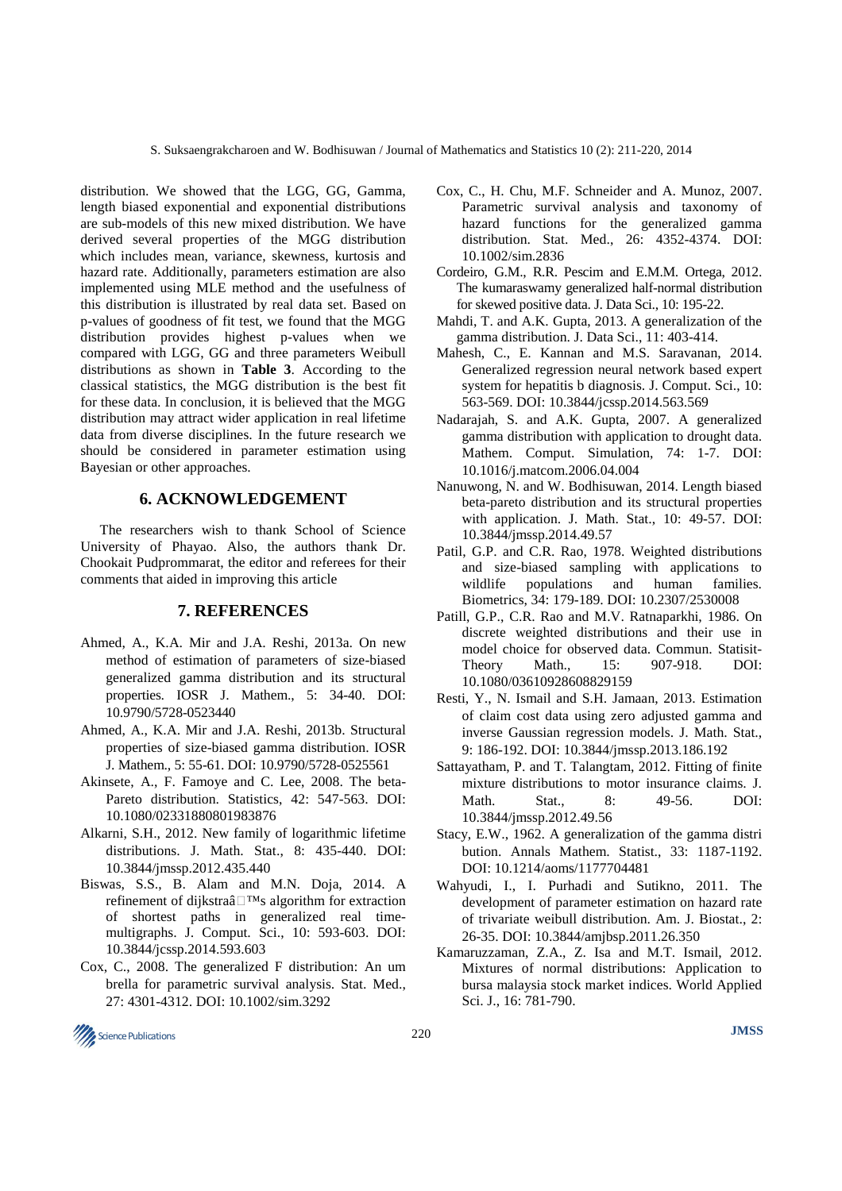distribution. We showed that the LGG, GG, Gamma, length biased exponential and exponential distributions are sub-models of this new mixed distribution. We have derived several properties of the MGG distribution which includes mean, variance, skewness, kurtosis and hazard rate. Additionally, parameters estimation are also implemented using MLE method and the usefulness of this distribution is illustrated by real data set. Based on p-values of goodness of fit test, we found that the MGG distribution provides highest p-values when we compared with LGG, GG and three parameters Weibull distributions as shown in **Table 3**. According to the classical statistics, the MGG distribution is the best fit for these data. In conclusion, it is believed that the MGG distribution may attract wider application in real lifetime data from diverse disciplines. In the future research we should be considered in parameter estimation using Bayesian or other approaches.

## 6. ACKNOWLEDGEMENT

The researchers wish to thank School of Science University of Phayao. Also, the authors thank Dr. Chookait Pudprommarat, the editor and referees for their comments that aided in improving this article

## 7. REFERENCES

Ahmed, A., K.A. Mir and J.A. Reshi, 2013a. On new method of estimation of parameters of size-biased generalized gamma distribution and its structural properties. IOSR J. Mathem., 5: 34-40. DOI: 10.9790/5728-0523440

Ahmed, A., K.A. Mir and J.A. Reshi, 2013b. Structural properties of size-biased gamma distribution. IOSR J. Mathem., 5: 55-61. DOI: 10.9790/5728-0525561

Akinsete, A., F. Famoye and C. Lee, 2008. The beta-Pareto distribution. Statistics, 42: 547-563. DOI: 10.1080/02331880801983876

Alkarni, S.H., 2012. New family of logarithmic lifetime distributions. J. Math. Stat., 8: 435-440. DOI: 10.3844/jmssp.2012.435.440

Biswas, S.S., B. Alam and M.N. Doja, 2014. A refinement of dijkstraâ□™s algorithm for extraction of shortest paths in generalized real time-multigraphs. J. Comput. Sci., 10: 593-603. DOI: 10.3844/jcssp.2014.593.603

Cox, C., 2008. The generalized F distribution: An um brella for parametric survival analysis. Stat. Med., 27: 4301-4312. DOI: 10.1002/sim.3292

Cox, C., H. Chu, M.F. Schneider and A. Munoz, 2007. Parametric survival analysis and taxonomy of hazard functions for the generalized gamma distribution. Stat. Med., 26: 4352-4374. DOI: 10.1002/sim.2836

Cordeiro, G.M., R.R. Pescim and E.M.M. Ortega, 2012. The kumaraswamy generalized half-normal distribution for skewed positive data. J. Data Sci., 10: 195-22.

Mahdi, T. and A.K. Gupta, 2013. A generalization of the gamma distribution. J. Data Sci., 11: 403-414.

Mahesh, C., E. Kannan and M.S. Saravanan, 2014. Generalized regression neural network based expert system for hepatitis b diagnosis. J. Comput. Sci., 10: 563-569. DOI: 10.3844/jcssp.2014.563.569

Nadarajah, S. and A.K. Gupta, 2007. A generalized gamma distribution with application to drought data. Mathem. Comput. Simulation, 74: 1-7. DOI: 10.1016/j.matcom.2006.04.004

Nanuwong, N. and W. Bodhisuwan, 2014. Length biased beta-pareto distribution and its structural properties with application. J. Math. Stat., 10: 49-57. DOI: 10.3844/jmssp.2014.49.57

Patil, G.P. and C.R. Rao, 1978. Weighted distributions and size-biased sampling with applications to wildlife populations and human families. Biometrics, 34: 179-189. DOI: 10.2307/2530008

Patill, G.P., C.R. Rao and M.V. Ratnaparkhi, 1986. On discrete weighted distributions and their use in model choice for observed data. Commun. Statisit-Theory Math., 15: 907-918. DOI: 10.1080/03610928608829159

Resti, Y., N. Ismail and S.H. Jamaan, 2013. Estimation of claim cost data using zero adjusted gamma and inverse Gaussian regression models. J. Math. Stat., 9: 186-192. DOI: 10.3844/jmssp.2013.186.192

Sattayatham, P. and T. Talangtam, 2012. Fitting of finite mixture distributions to motor insurance claims. J. Math. Stat., 8: 49-56. DOI: 10.3844/jmssp.2012.49.56

Stacy, E.W., 1962. A generalization of the gamma distri bution. Annals Mathem. Statist., 33: 1187-1192. DOI: 10.1214/aoms/1177704481

Wahyudi, I., I. Purhadi and Sutikno, 2011. The development of parameter estimation on hazard rate of trivariate weibull distribution. Am. J. Biostat., 2: 26-35. DOI: 10.3844/amjbsp.2011.26.350

Kamaruzzaman, Z.A., Z. Isa and M.T. Ismail, 2012. Mixtures of normal distributions: Application to bursa malaysia stock market indices. World Applied Sci. J., 16: 781-790.